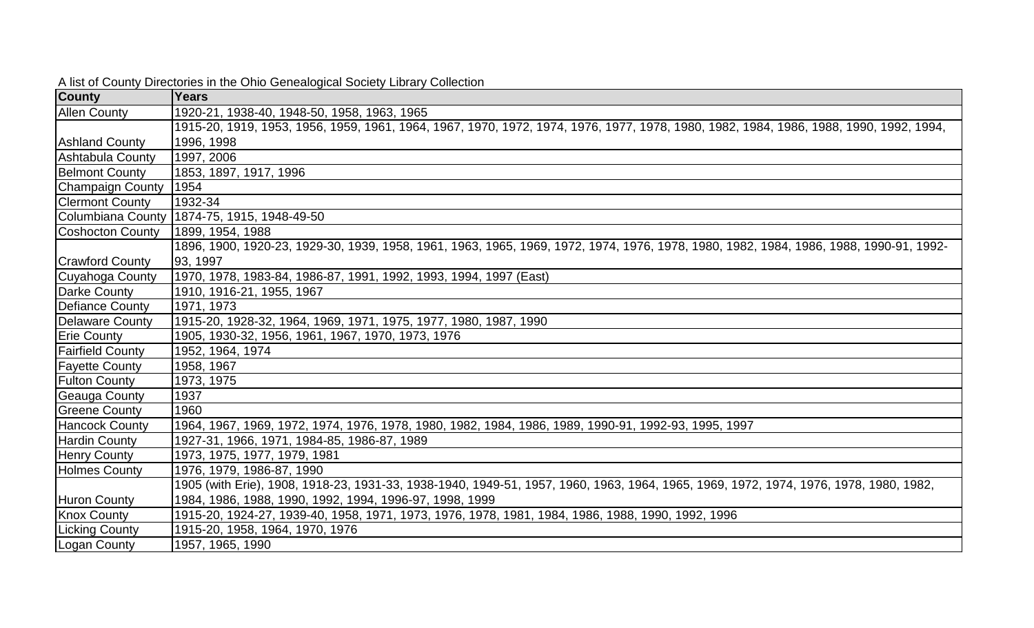A list of County Directories in the Ohio Genealogical Society Library Collection

| County | Years |
| --- | --- |
| Allen County | 1920-21, 1938-40, 1948-50, 1958, 1963, 1965 |
| Ashland County | 1915-20, 1919, 1953, 1956, 1959, 1961, 1964, 1967, 1970, 1972, 1974, 1976, 1977, 1978, 1980, 1982, 1984, 1986, 1988, 1990, 1992, 1994, 1996, 1998 |
| Ashtabula County | 1997, 2006 |
| Belmont County | 1853, 1897, 1917, 1996 |
| Champaign County | 1954 |
| Clermont County | 1932-34 |
| Columbiana County | 1874-75, 1915, 1948-49-50 |
| Coshocton County | 1899, 1954, 1988 |
| Crawford County | 1896, 1900, 1920-23, 1929-30, 1939, 1958, 1961, 1963, 1965, 1969, 1972, 1974, 1976, 1978, 1980, 1982, 1984, 1986, 1988, 1990-91, 1992-93, 1997 |
| Cuyahoga County | 1970, 1978, 1983-84, 1986-87, 1991, 1992, 1993, 1994, 1997 (East) |
| Darke County | 1910, 1916-21, 1955, 1967 |
| Defiance County | 1971, 1973 |
| Delaware County | 1915-20, 1928-32, 1964, 1969, 1971, 1975, 1977, 1980, 1987, 1990 |
| Erie County | 1905, 1930-32, 1956, 1961, 1967, 1970, 1973, 1976 |
| Fairfield County | 1952, 1964, 1974 |
| Fayette County | 1958, 1967 |
| Fulton County | 1973, 1975 |
| Geauga County | 1937 |
| Greene County | 1960 |
| Hancock County | 1964, 1967, 1969, 1972, 1974, 1976, 1978, 1980, 1982, 1984, 1986, 1989, 1990-91, 1992-93, 1995, 1997 |
| Hardin County | 1927-31, 1966, 1971, 1984-85, 1986-87, 1989 |
| Henry County | 1973, 1975, 1977, 1979, 1981 |
| Holmes County | 1976, 1979, 1986-87, 1990 |
| Huron County | 1905 (with Erie), 1908, 1918-23, 1931-33, 1938-1940, 1949-51, 1957, 1960, 1963, 1964, 1965, 1969, 1972, 1974, 1976, 1978, 1980, 1982, 1984, 1986, 1988, 1990, 1992, 1994, 1996-97, 1998, 1999 |
| Knox County | 1915-20, 1924-27, 1939-40, 1958, 1971, 1973, 1976, 1978, 1981, 1984, 1986, 1988, 1990, 1992, 1996 |
| Licking County | 1915-20, 1958, 1964, 1970, 1976 |
| Logan County | 1957, 1965, 1990 |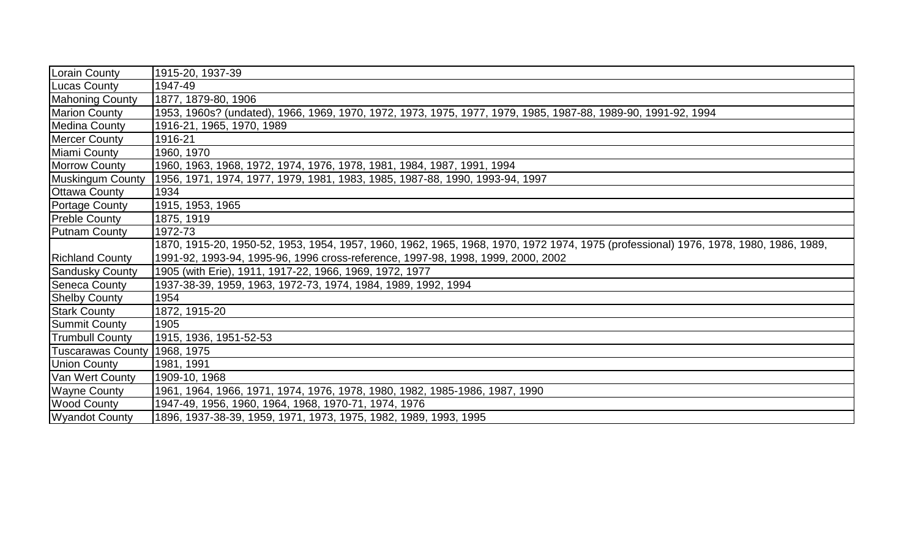| | |
|---|---|
| Lorain County | 1915-20, 1937-39 |
| Lucas County | 1947-49 |
| Mahoning County | 1877, 1879-80, 1906 |
| Marion County | 1953, 1960s? (undated), 1966, 1969, 1970, 1972, 1973, 1975, 1977, 1979, 1985, 1987-88, 1989-90, 1991-92, 1994 |
| Medina County | 1916-21, 1965, 1970, 1989 |
| Mercer County | 1916-21 |
| Miami County | 1960, 1970 |
| Morrow County | 1960, 1963, 1968, 1972, 1974, 1976, 1978, 1981, 1984, 1987, 1991, 1994 |
| Muskingum County | 1956, 1971, 1974, 1977, 1979, 1981, 1983, 1985, 1987-88, 1990, 1993-94, 1997 |
| Ottawa County | 1934 |
| Portage County | 1915, 1953, 1965 |
| Preble County | 1875, 1919 |
| Putnam County | 1972-73 |
| Richland County | 1870, 1915-20, 1950-52, 1953, 1954, 1957, 1960, 1962, 1965, 1968, 1970, 1972 1974, 1975 (professional) 1976, 1978, 1980, 1986, 1989, 1991-92, 1993-94, 1995-96, 1996 cross-reference, 1997-98, 1998, 1999, 2000, 2002 |
| Sandusky County | 1905 (with Erie), 1911, 1917-22, 1966, 1969, 1972, 1977 |
| Seneca County | 1937-38-39, 1959, 1963, 1972-73, 1974, 1984, 1989, 1992, 1994 |
| Shelby County | 1954 |
| Stark County | 1872, 1915-20 |
| Summit County | 1905 |
| Trumbull County | 1915, 1936, 1951-52-53 |
| Tuscarawas County | 1968, 1975 |
| Union County | 1981, 1991 |
| Van Wert County | 1909-10, 1968 |
| Wayne County | 1961, 1964, 1966, 1971, 1974, 1976, 1978, 1980, 1982, 1985-1986, 1987, 1990 |
| Wood County | 1947-49, 1956, 1960, 1964, 1968, 1970-71, 1974, 1976 |
| Wyandot County | 1896, 1937-38-39, 1959, 1971, 1973, 1975, 1982, 1989, 1993, 1995 |